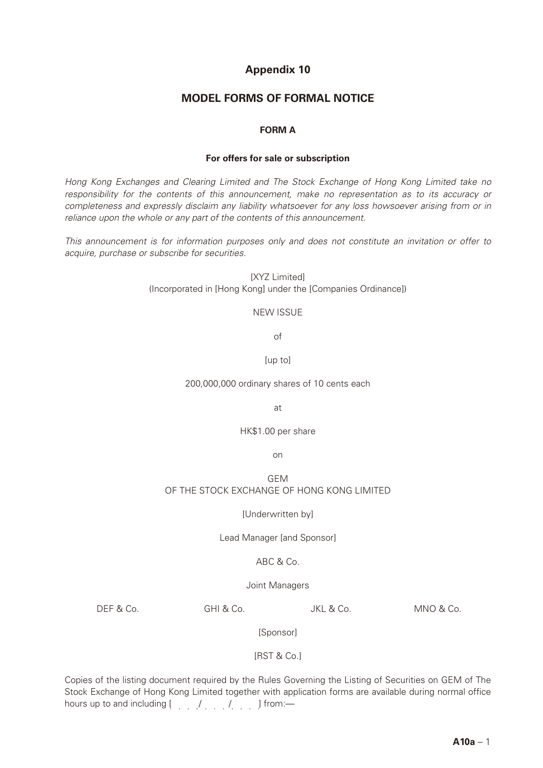# Appendix 10

## MODEL FORMS OF FORMAL NOTICE

### FORM A

#### For offers for sale or subscription

*Hong Kong Exchanges and Clearing Limited and The Stock Exchange of Hong Kong Limited take no responsibility for the contents of this announcement, make no representation as to its accuracy or completeness and expressly disclaim any liability whatsoever for any loss howsoever arising from or in reliance upon the whole or any part of the contents of this announcement.*

*This announcement is for information purposes only and does not constitute an invitation or offer to acquire, purchase or subscribe for securities.*

[XYZ Limited]
(Incorporated in [Hong Kong] under the [Companies Ordinance])

NEW ISSUE

of

[up to]

200,000,000 ordinary shares of 10 cents each

at

HK$1.00 per share

on

GEM
OF THE STOCK EXCHANGE OF HONG KONG LIMITED

[Underwritten by]

Lead Manager [and Sponsor]

ABC & Co.

Joint Managers

DEF & Co. GHI & Co. JKL & Co. MNO & Co.

[Sponsor]

[RST & Co.]

Copies of the listing document required by the Rules Governing the Listing of Securities on GEM of The Stock Exchange of Hong Kong Limited together with application forms are available during normal office hours up to and including [ . . . / . . . / . . . ] from:—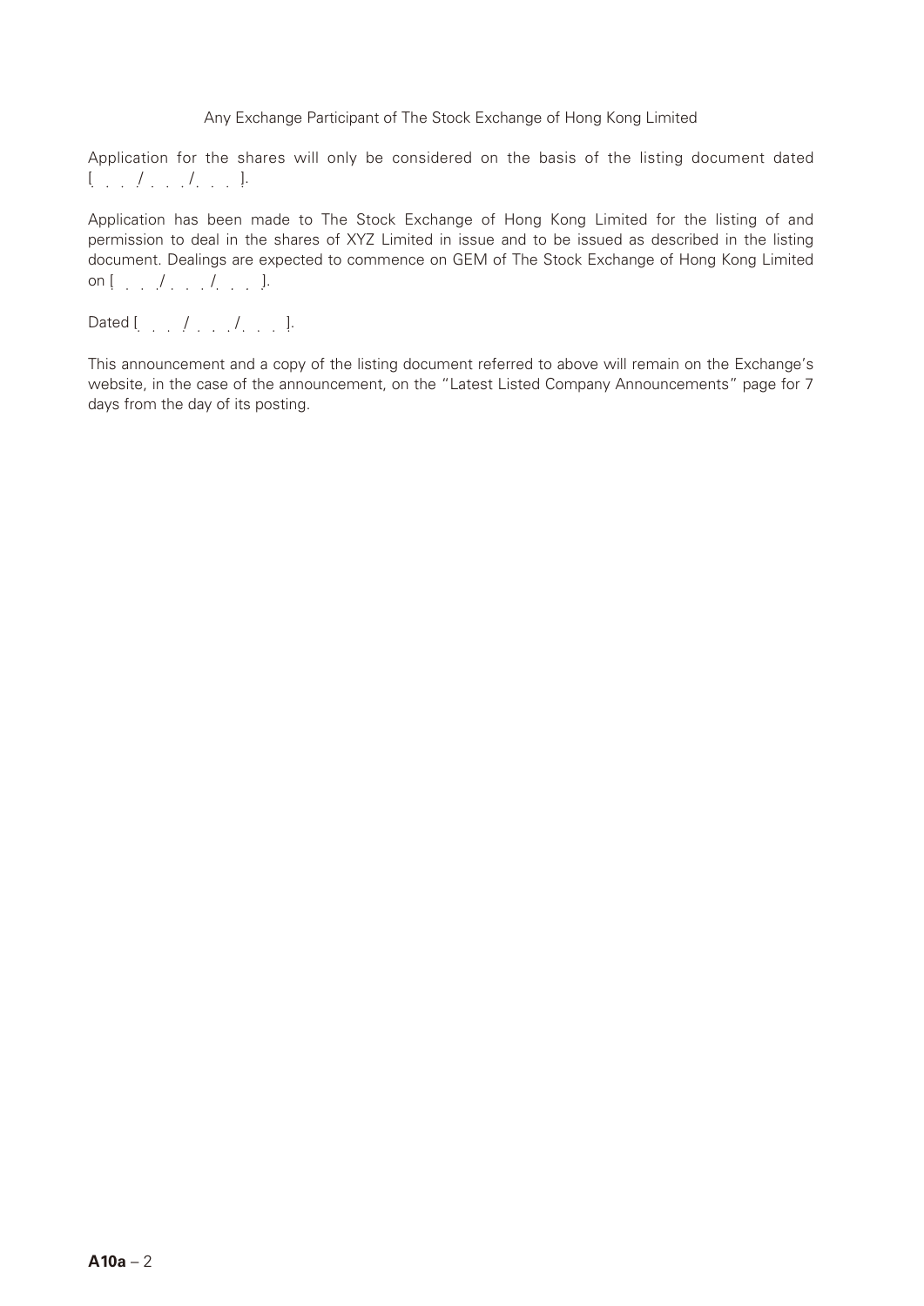Any Exchange Participant of The Stock Exchange of Hong Kong Limited

Application for the shares will only be considered on the basis of the listing document dated [. . . / . . . / . . .].

Application has been made to The Stock Exchange of Hong Kong Limited for the listing of and permission to deal in the shares of XYZ Limited in issue and to be issued as described in the listing document. Dealings are expected to commence on GEM of The Stock Exchange of Hong Kong Limited on [. . . / . . . / . . .].

Dated [. . . / . . . / . . .].

This announcement and a copy of the listing document referred to above will remain on the Exchange's website, in the case of the announcement, on the "Latest Listed Company Announcements" page for 7 days from the day of its posting.